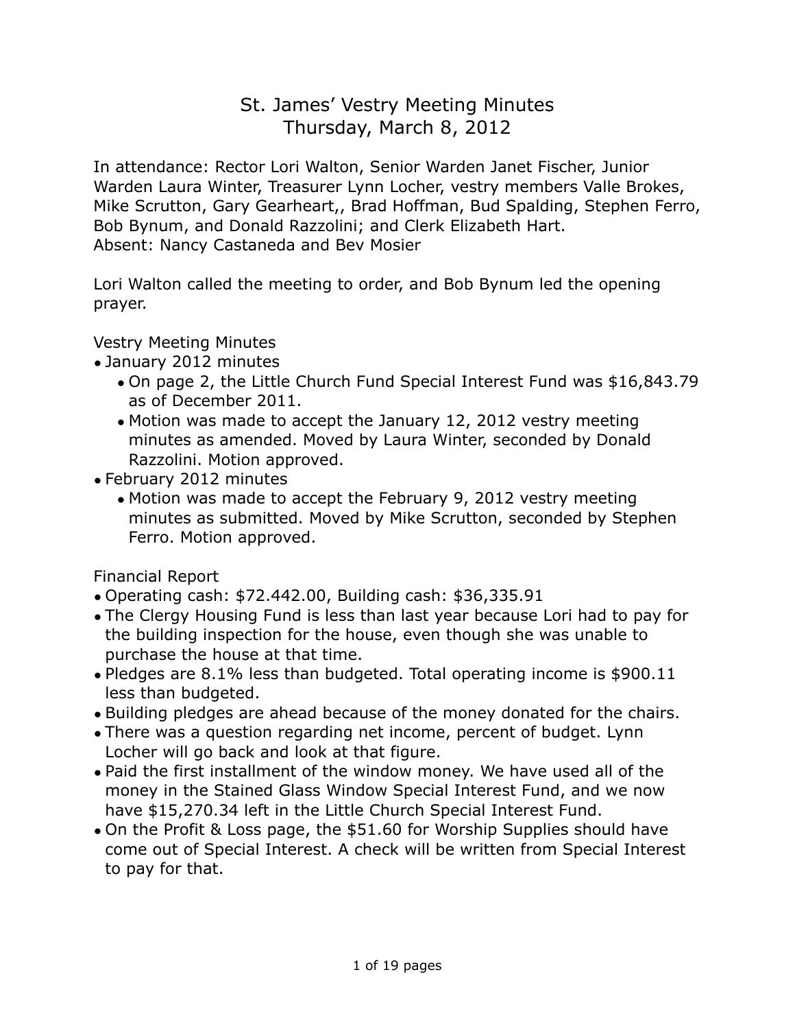# St. James' Vestry Meeting Minutes
## Thursday, March 8, 2012

In attendance: Rector Lori Walton, Senior Warden Janet Fischer, Junior Warden Laura Winter, Treasurer Lynn Locher, vestry members Valle Brokes, Mike Scrutton, Gary Gearheart,, Brad Hoffman, Bud Spalding, Stephen Ferro, Bob Bynum, and Donald Razzolini; and Clerk Elizabeth Hart.
Absent: Nancy Castaneda and Bev Mosier

Lori Walton called the meeting to order, and Bob Bynum led the opening prayer.

Vestry Meeting Minutes

- January 2012 minutes
  - On page 2, the Little Church Fund Special Interest Fund was $16,843.79 as of December 2011.
  - Motion was made to accept the January 12, 2012 vestry meeting minutes as amended. Moved by Laura Winter, seconded by Donald Razzolini. Motion approved.
- February 2012 minutes
  - Motion was made to accept the February 9, 2012 vestry meeting minutes as submitted. Moved by Mike Scrutton, seconded by Stephen Ferro. Motion approved.

Financial Report

- Operating cash: $72.442.00, Building cash: $36,335.91
- The Clergy Housing Fund is less than last year because Lori had to pay for the building inspection for the house, even though she was unable to purchase the house at that time.
- Pledges are 8.1% less than budgeted. Total operating income is $900.11 less than budgeted.
- Building pledges are ahead because of the money donated for the chairs.
- There was a question regarding net income, percent of budget. Lynn Locher will go back and look at that figure.
- Paid the first installment of the window money. We have used all of the money in the Stained Glass Window Special Interest Fund, and we now have $15,270.34 left in the Little Church Special Interest Fund.
- On the Profit & Loss page, the $51.60 for Worship Supplies should have come out of Special Interest. A check will be written from Special Interest to pay for that.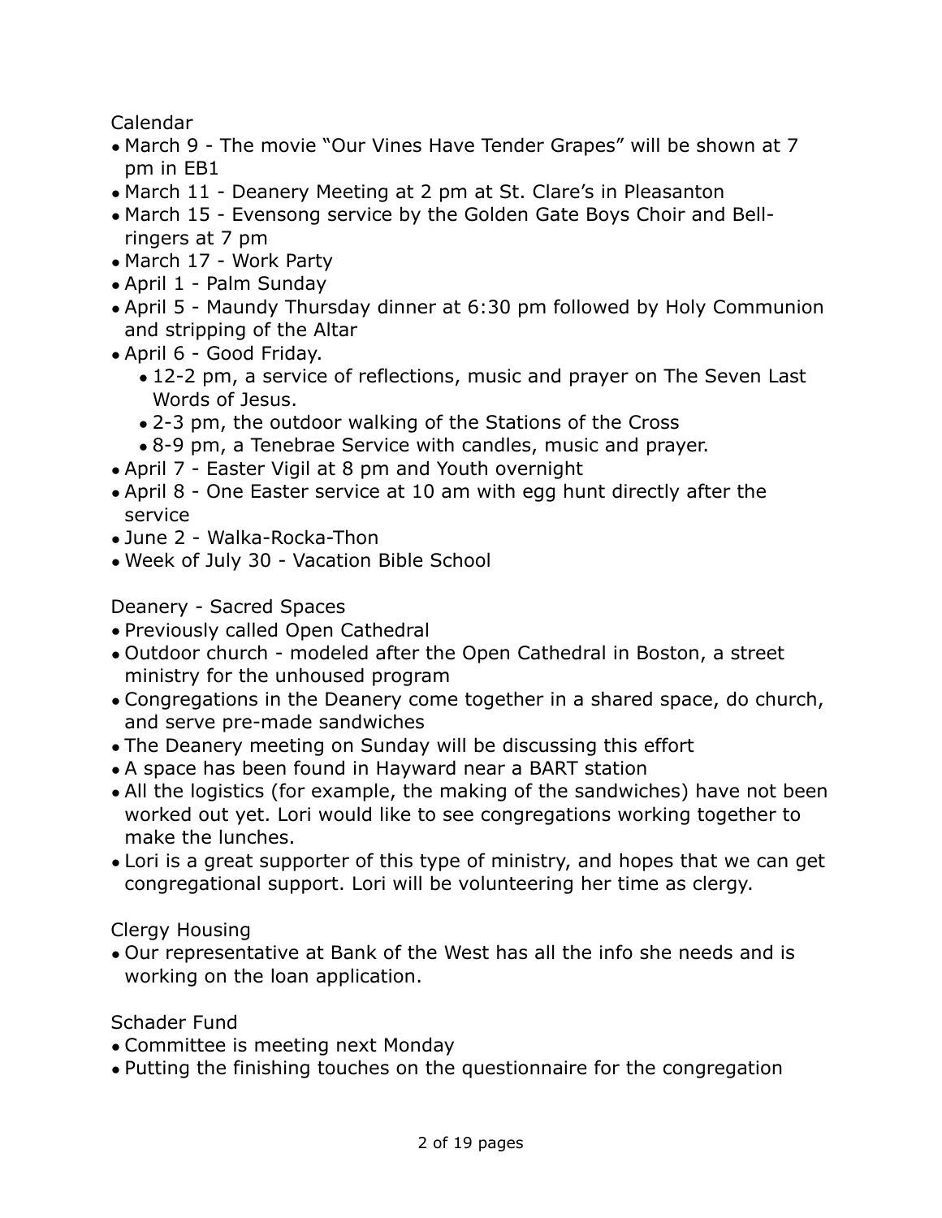Calendar

- March 9 - The movie “Our Vines Have Tender Grapes” will be shown at 7 pm in EB1
- March 11 - Deanery Meeting at 2 pm at St. Clare’s in Pleasanton
- March 15 - Evensong service by the Golden Gate Boys Choir and Bell-ringers at 7 pm
- March 17 - Work Party
- April 1 - Palm Sunday
- April 5 - Maundy Thursday dinner at 6:30 pm followed by Holy Communion and stripping of the Altar
- April 6 - Good Friday.
  - 12-2 pm, a service of reflections, music and prayer on The Seven Last Words of Jesus.
  - 2-3 pm, the outdoor walking of the Stations of the Cross
  - 8-9 pm, a Tenebrae Service with candles, music and prayer.
- April 7 - Easter Vigil at 8 pm and Youth overnight
- April 8 - One Easter service at 10 am with egg hunt directly after the service
- June 2 - Walka-Rocka-Thon
- Week of July 30 - Vacation Bible School

Deanery - Sacred Spaces

- Previously called Open Cathedral
- Outdoor church - modeled after the Open Cathedral in Boston, a street ministry for the unhoused program
- Congregations in the Deanery come together in a shared space, do church, and serve pre-made sandwiches
- The Deanery meeting on Sunday will be discussing this effort
- A space has been found in Hayward near a BART station
- All the logistics (for example, the making of the sandwiches) have not been worked out yet. Lori would like to see congregations working together to make the lunches.
- Lori is a great supporter of this type of ministry, and hopes that we can get congregational support. Lori will be volunteering her time as clergy.

Clergy Housing

- Our representative at Bank of the West has all the info she needs and is working on the loan application.

Schader Fund

- Committee is meeting next Monday
- Putting the finishing touches on the questionnaire for the congregation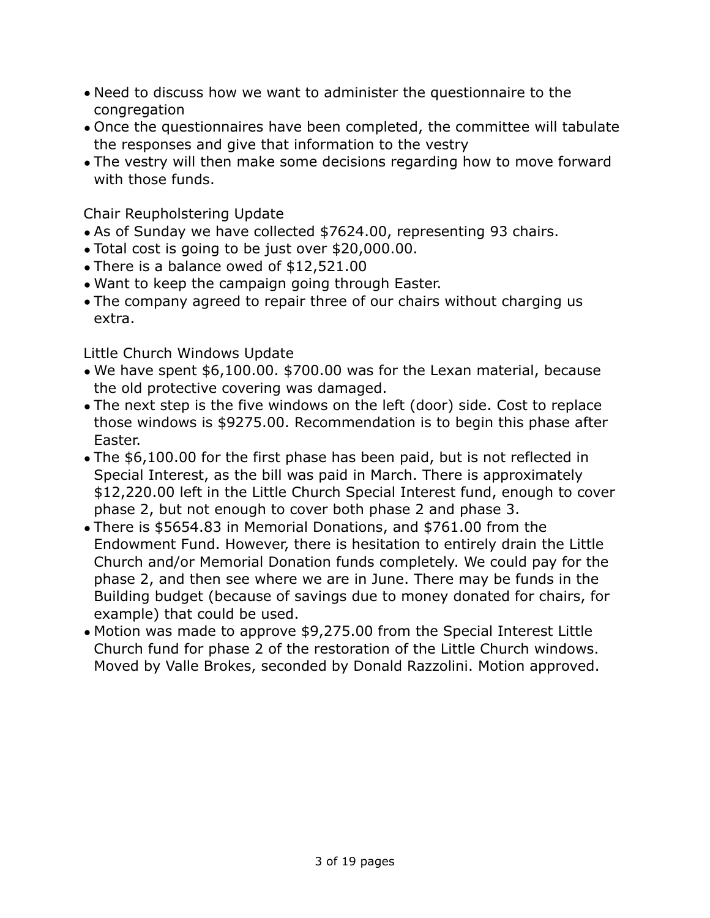- Need to discuss how we want to administer the questionnaire to the congregation
- Once the questionnaires have been completed, the committee will tabulate the responses and give that information to the vestry
- The vestry will then make some decisions regarding how to move forward with those funds.

Chair Reupholstering Update

- As of Sunday we have collected $7624.00, representing 93 chairs.
- Total cost is going to be just over $20,000.00.
- There is a balance owed of $12,521.00
- Want to keep the campaign going through Easter.
- The company agreed to repair three of our chairs without charging us extra.

Little Church Windows Update

- We have spent $6,100.00. $700.00 was for the Lexan material, because the old protective covering was damaged.
- The next step is the five windows on the left (door) side. Cost to replace those windows is $9275.00. Recommendation is to begin this phase after Easter.
- The $6,100.00 for the first phase has been paid, but is not reflected in Special Interest, as the bill was paid in March. There is approximately $12,220.00 left in the Little Church Special Interest fund, enough to cover phase 2, but not enough to cover both phase 2 and phase 3.
- There is $5654.83 in Memorial Donations, and $761.00 from the Endowment Fund. However, there is hesitation to entirely drain the Little Church and/or Memorial Donation funds completely. We could pay for the phase 2, and then see where we are in June. There may be funds in the Building budget (because of savings due to money donated for chairs, for example) that could be used.
- Motion was made to approve $9,275.00 from the Special Interest Little Church fund for phase 2 of the restoration of the Little Church windows. Moved by Valle Brokes, seconded by Donald Razzolini. Motion approved.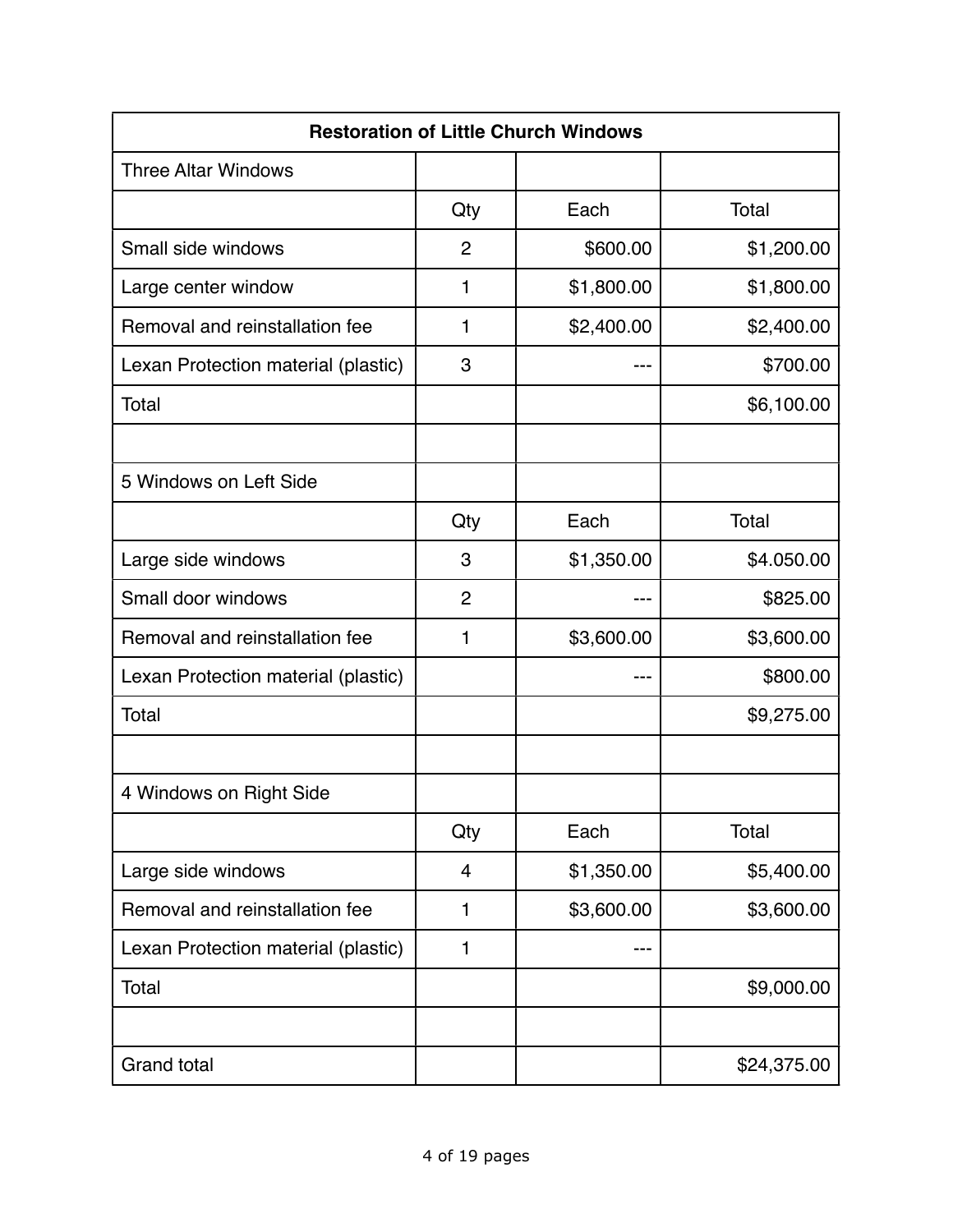| Restoration of Little Church Windows | | | |
|---|---|---|---|
| Three Altar Windows | | | |
| | Qty | Each | Total |
| Small side windows | 2 | $600.00 | $1,200.00 |
| Large center window | 1 | $1,800.00 | $1,800.00 |
| Removal and reinstallation fee | 1 | $2,400.00 | $2,400.00 |
| Lexan Protection material (plastic) | 3 | --- | $700.00 |
| Total | | | $6,100.00 |
| | | | |
| 5 Windows on Left Side | | | |
| | Qty | Each | Total |
| Large side windows | 3 | $1,350.00 | $4.050.00 |
| Small door windows | 2 | --- | $825.00 |
| Removal and reinstallation fee | 1 | $3,600.00 | $3,600.00 |
| Lexan Protection material (plastic) | | --- | $800.00 |
| Total | | | $9,275.00 |
| | | | |
| 4 Windows on Right Side | | | |
| | Qty | Each | Total |
| Large side windows | 4 | $1,350.00 | $5,400.00 |
| Removal and reinstallation fee | 1 | $3,600.00 | $3,600.00 |
| Lexan Protection material (plastic) | 1 | --- | |
| Total | | | $9,000.00 |
| | | | |
| Grand total | | | $24,375.00 |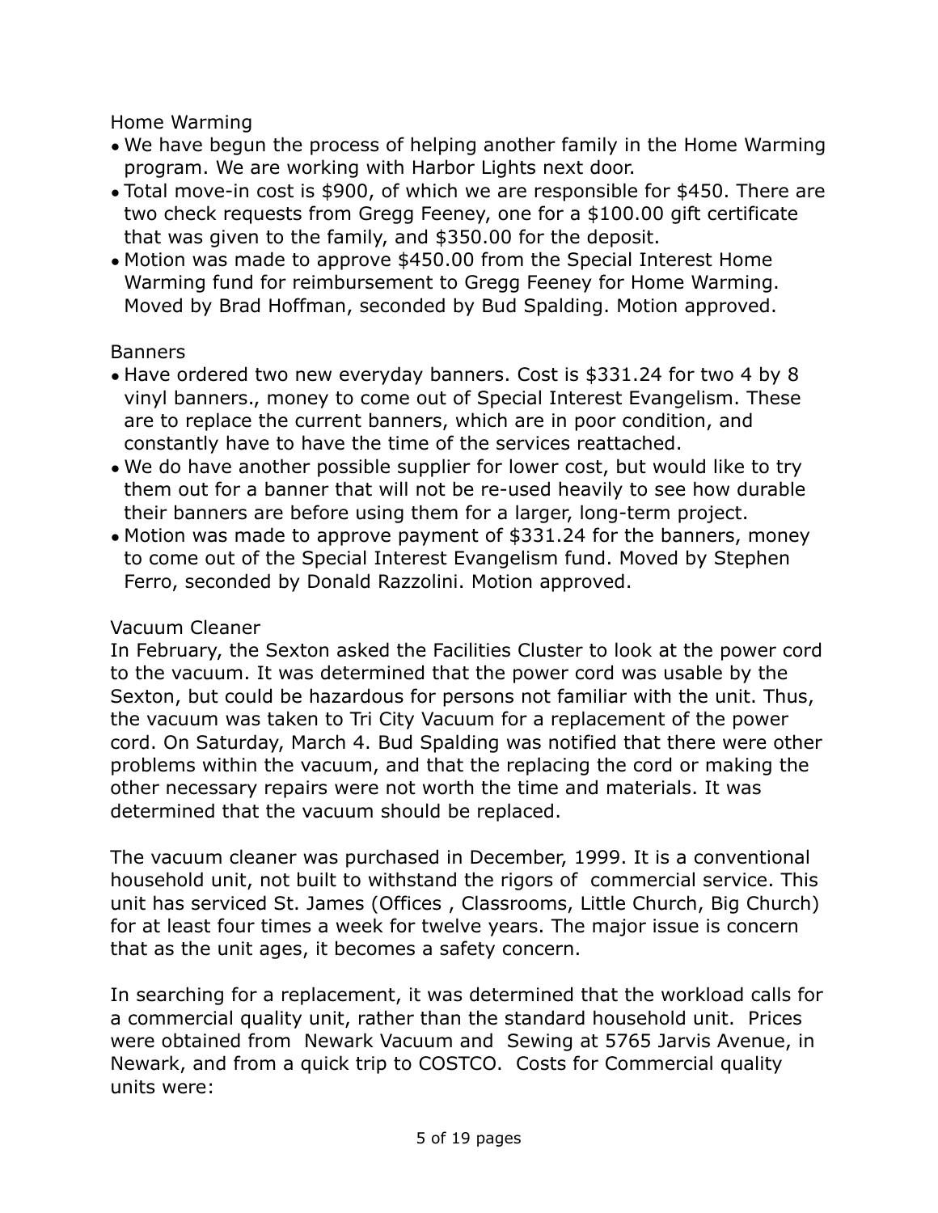Home Warming

- We have begun the process of helping another family in the Home Warming program. We are working with Harbor Lights next door.
- Total move-in cost is $900, of which we are responsible for $450. There are two check requests from Gregg Feeney, one for a $100.00 gift certificate that was given to the family, and $350.00 for the deposit.
- Motion was made to approve $450.00 from the Special Interest Home Warming fund for reimbursement to Gregg Feeney for Home Warming. Moved by Brad Hoffman, seconded by Bud Spalding. Motion approved.

Banners

- Have ordered two new everyday banners. Cost is $331.24 for two 4 by 8 vinyl banners., money to come out of Special Interest Evangelism. These are to replace the current banners, which are in poor condition, and constantly have to have the time of the services reattached.
- We do have another possible supplier for lower cost, but would like to try them out for a banner that will not be re-used heavily to see how durable their banners are before using them for a larger, long-term project.
- Motion was made to approve payment of $331.24 for the banners, money to come out of the Special Interest Evangelism fund. Moved by Stephen Ferro, seconded by Donald Razzolini. Motion approved.

Vacuum Cleaner

In February, the Sexton asked the Facilities Cluster to look at the power cord to the vacuum. It was determined that the power cord was usable by the Sexton, but could be hazardous for persons not familiar with the unit. Thus, the vacuum was taken to Tri City Vacuum for a replacement of the power cord. On Saturday, March 4. Bud Spalding was notified that there were other problems within the vacuum, and that the replacing the cord or making the other necessary repairs were not worth the time and materials. It was determined that the vacuum should be replaced.

The vacuum cleaner was purchased in December, 1999. It is a conventional household unit, not built to withstand the rigors of commercial service. This unit has serviced St. James (Offices , Classrooms, Little Church, Big Church) for at least four times a week for twelve years. The major issue is concern that as the unit ages, it becomes a safety concern.

In searching for a replacement, it was determined that the workload calls for a commercial quality unit, rather than the standard household unit. Prices were obtained from Newark Vacuum and Sewing at 5765 Jarvis Avenue, in Newark, and from a quick trip to COSTCO. Costs for Commercial quality units were: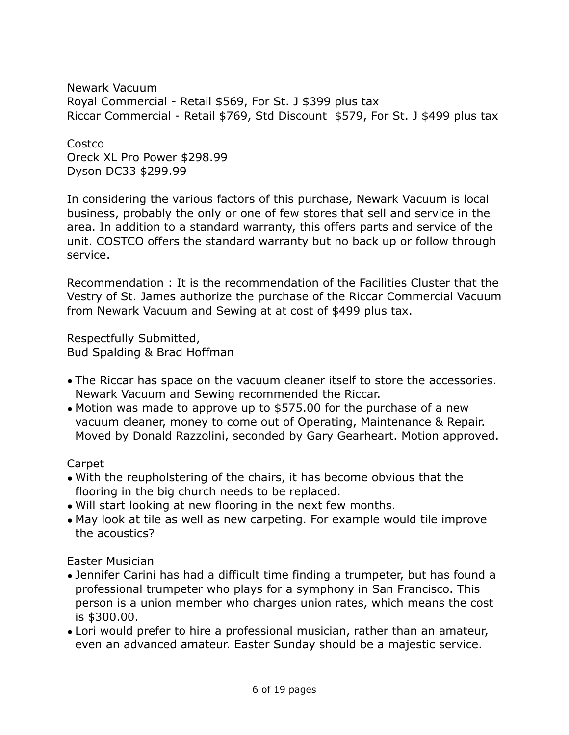Newark Vacuum
Royal Commercial - Retail $569, For St. J $399 plus tax
Riccar Commercial - Retail $769, Std Discount  $579, For St. J $499 plus tax

Costco
Oreck XL Pro Power $298.99
Dyson DC33 $299.99

In considering the various factors of this purchase, Newark Vacuum is local business, probably the only or one of few stores that sell and service in the area. In addition to a standard warranty, this offers parts and service of the unit. COSTCO offers the standard warranty but no back up or follow through service.

Recommendation : It is the recommendation of the Facilities Cluster that the Vestry of St. James authorize the purchase of the Riccar Commercial Vacuum from Newark Vacuum and Sewing at at cost of $499 plus tax.

Respectfully Submitted,
Bud Spalding & Brad Hoffman

- The Riccar has space on the vacuum cleaner itself to store the accessories. Newark Vacuum and Sewing recommended the Riccar.
- Motion was made to approve up to $575.00 for the purchase of a new vacuum cleaner, money to come out of Operating, Maintenance & Repair. Moved by Donald Razzolini, seconded by Gary Gearheart. Motion approved.

Carpet
- With the reupholstering of the chairs, it has become obvious that the flooring in the big church needs to be replaced.
- Will start looking at new flooring in the next few months.
- May look at tile as well as new carpeting. For example would tile improve the acoustics?

Easter Musician
- Jennifer Carini has had a difficult time finding a trumpeter, but has found a professional trumpeter who plays for a symphony in San Francisco. This person is a union member who charges union rates, which means the cost is $300.00.
- Lori would prefer to hire a professional musician, rather than an amateur, even an advanced amateur. Easter Sunday should be a majestic service.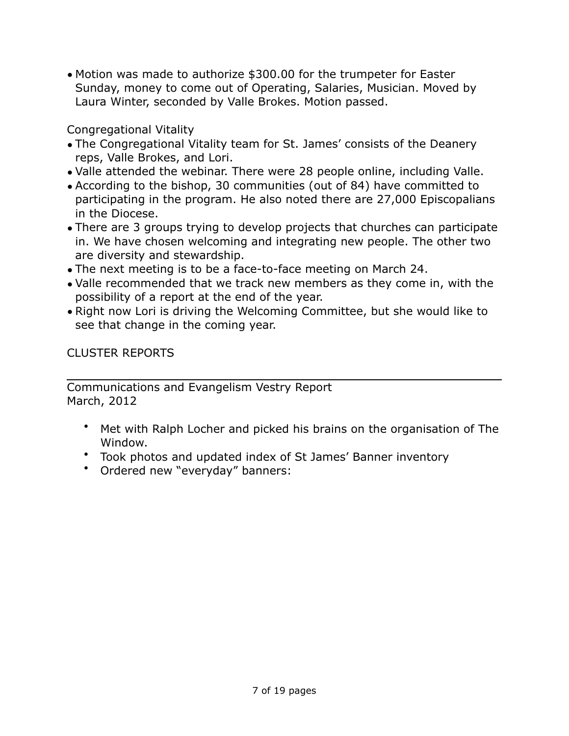- Motion was made to authorize $300.00 for the trumpeter for Easter Sunday, money to come out of Operating, Salaries, Musician. Moved by Laura Winter, seconded by Valle Brokes. Motion passed.

Congregational Vitality

- The Congregational Vitality team for St. James' consists of the Deanery reps, Valle Brokes, and Lori.
- Valle attended the webinar. There were 28 people online, including Valle.
- According to the bishop, 30 communities (out of 84) have committed to participating in the program. He also noted there are 27,000 Episcopalians in the Diocese.
- There are 3 groups trying to develop projects that churches can participate in. We have chosen welcoming and integrating new people. The other two are diversity and stewardship.
- The next meeting is to be a face-to-face meeting on March 24.
- Valle recommended that we track new members as they come in, with the possibility of a report at the end of the year.
- Right now Lori is driving the Welcoming Committee, but she would like to see that change in the coming year.

CLUSTER REPORTS

---

Communications and Evangelism Vestry Report
March, 2012

- Met with Ralph Locher and picked his brains on the organisation of The Window.
- Took photos and updated index of St James' Banner inventory
- Ordered new "everyday" banners: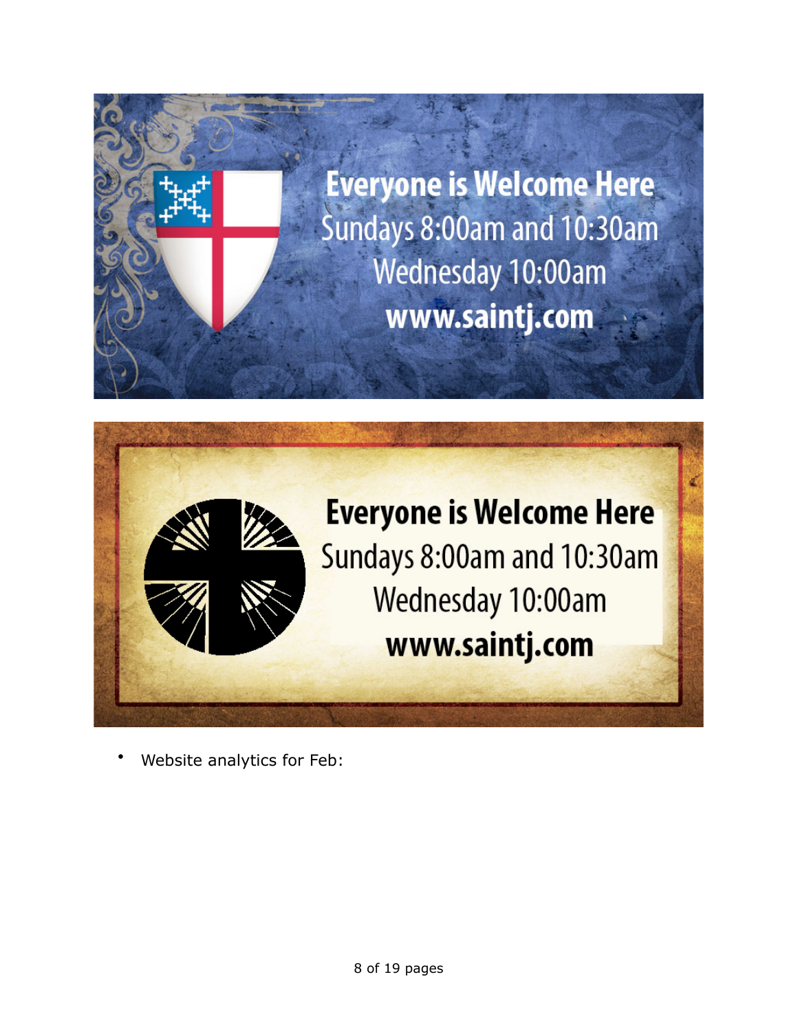Everyone is Welcome Here
Sundays 8:00am and 10:30am
Wednesday 10:00am
www.saintj.com

Everyone is Welcome Here
Sundays 8:00am and 10:30am
Wednesday 10:00am
www.saintj.com

- Website analytics for Feb: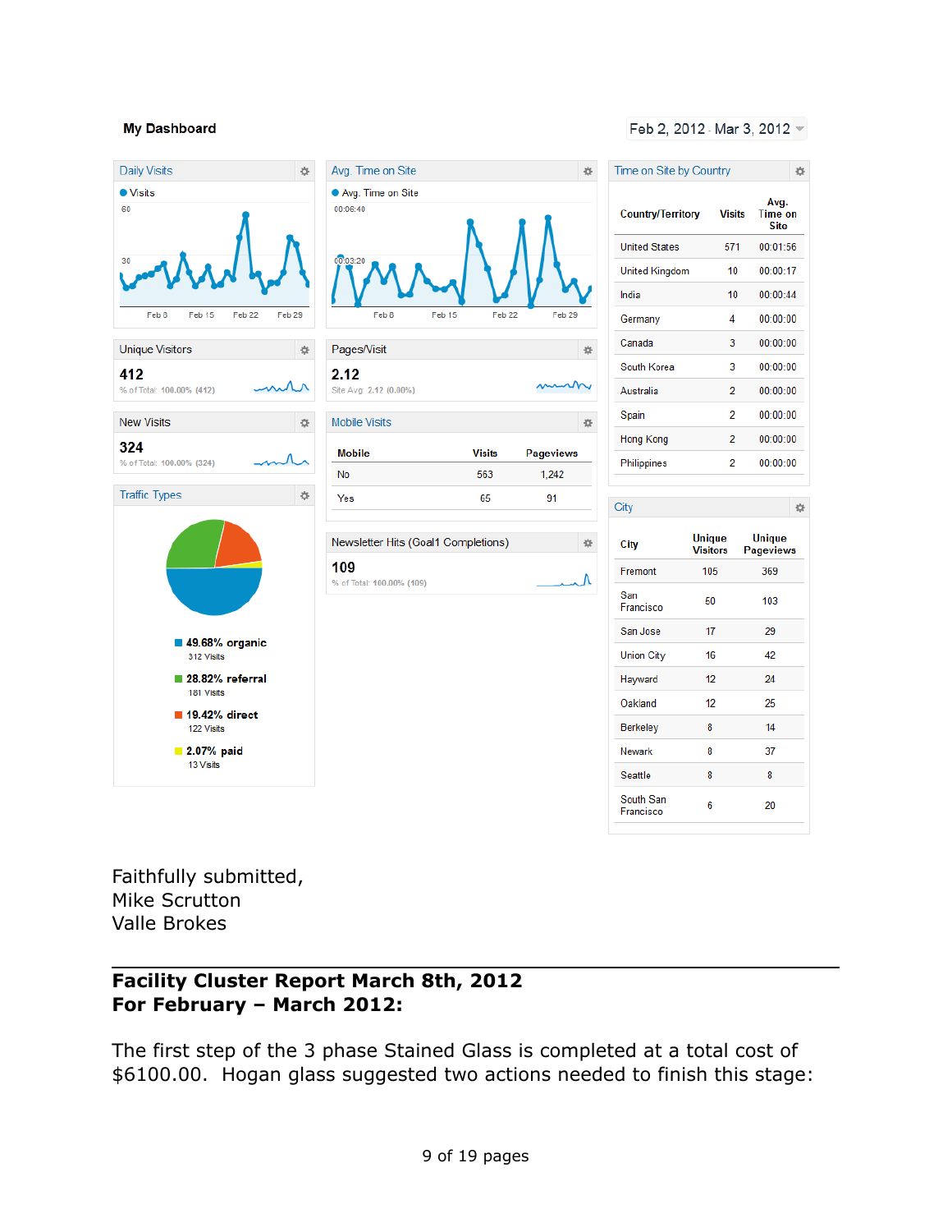**My Dashboard** — Feb 2, 2012 - Mar 3, 2012

**Daily Visits**

**Avg. Time on Site**

**Unique Visitors**
412
% of Total: 100.00% (412)

**Pages/Visit**
2.12
Site Avg: 2.12 (0.00%)

**New Visits**
324
% of Total: 100.00% (324)

**Mobile Visits**

| Mobile | Visits | Pageviews |
|---|---|---|
| No | 563 | 1,242 |
| Yes | 65 | 91 |

**Traffic Types**

- 49.68% organic — 312 Visits
- 28.82% referral — 181 Visits
- 19.42% direct — 122 Visits
- 2.07% paid — 13 Visits

**Newsletter Hits (Goal1 Completions)**
109
% of Total: 100.00% (109)

**Time on Site by Country**

| Country/Territory | Visits | Avg. Time on Site |
|---|---|---|
| United States | 571 | 00:01:56 |
| United Kingdom | 10 | 00:00:17 |
| India | 10 | 00:00:44 |
| Germany | 4 | 00:00:00 |
| Canada | 3 | 00:00:00 |
| South Korea | 3 | 00:00:00 |
| Australia | 2 | 00:00:00 |
| Spain | 2 | 00:00:00 |
| Hong Kong | 2 | 00:00:00 |
| Philippines | 2 | 00:00:00 |

**City**

| City | Unique Visitors | Unique Pageviews |
|---|---|---|
| Fremont | 105 | 369 |
| San Francisco | 50 | 103 |
| San Jose | 17 | 29 |
| Union City | 16 | 42 |
| Hayward | 12 | 24 |
| Oakland | 12 | 25 |
| Berkeley | 8 | 14 |
| Newark | 8 | 37 |
| Seattle | 8 | 8 |
| South San Francisco | 6 | 20 |

Faithfully submitted,
Mike Scrutton
Valle Brokes

---

## Facility Cluster Report March 8th, 2012
## For February – March 2012:

The first step of the 3 phase Stained Glass is completed at a total cost of $6100.00. Hogan glass suggested two actions needed to finish this stage: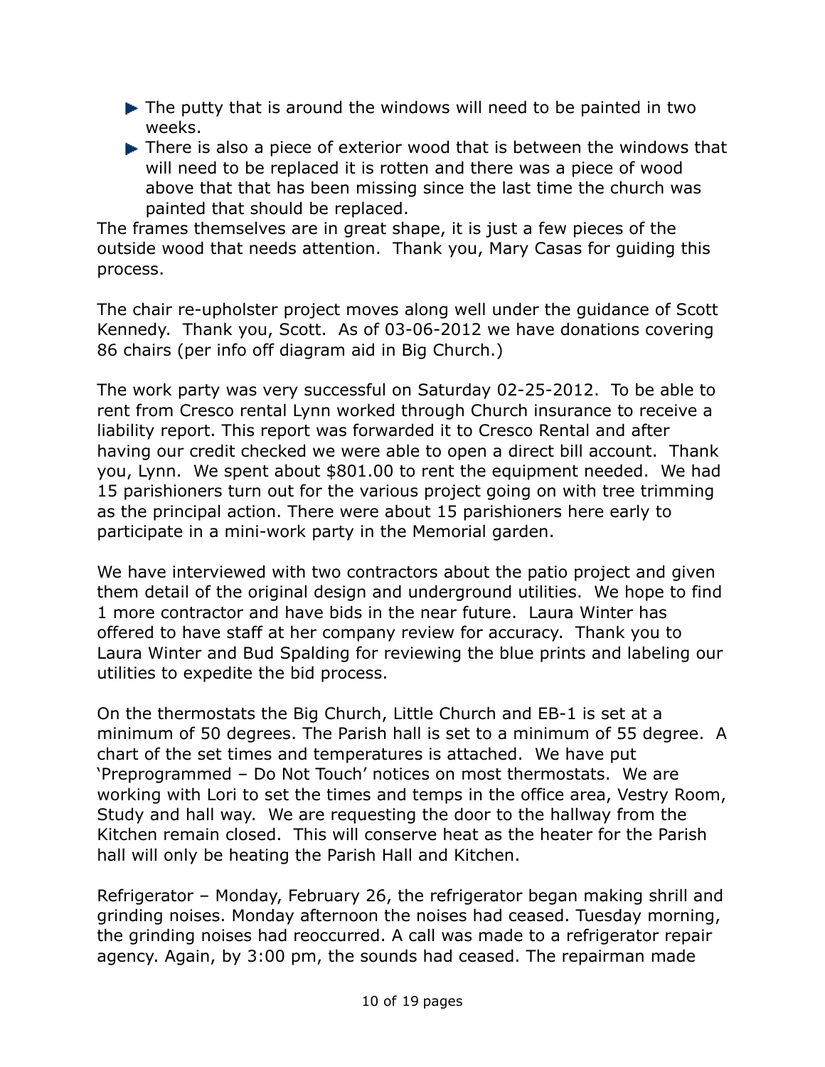- The putty that is around the windows will need to be painted in two weeks.
- There is also a piece of exterior wood that is between the windows that will need to be replaced it is rotten and there was a piece of wood above that that has been missing since the last time the church was painted that should be replaced.

The frames themselves are in great shape, it is just a few pieces of the outside wood that needs attention. Thank you, Mary Casas for guiding this process.

The chair re-upholster project moves along well under the guidance of Scott Kennedy. Thank you, Scott. As of 03-06-2012 we have donations covering 86 chairs (per info off diagram aid in Big Church.)

The work party was very successful on Saturday 02-25-2012. To be able to rent from Cresco rental Lynn worked through Church insurance to receive a liability report. This report was forwarded it to Cresco Rental and after having our credit checked we were able to open a direct bill account. Thank you, Lynn. We spent about $801.00 to rent the equipment needed. We had 15 parishioners turn out for the various project going on with tree trimming as the principal action. There were about 15 parishioners here early to participate in a mini-work party in the Memorial garden.

We have interviewed with two contractors about the patio project and given them detail of the original design and underground utilities. We hope to find 1 more contractor and have bids in the near future. Laura Winter has offered to have staff at her company review for accuracy. Thank you to Laura Winter and Bud Spalding for reviewing the blue prints and labeling our utilities to expedite the bid process.

On the thermostats the Big Church, Little Church and EB-1 is set at a minimum of 50 degrees. The Parish hall is set to a minimum of 55 degree. A chart of the set times and temperatures is attached. We have put 'Preprogrammed – Do Not Touch' notices on most thermostats. We are working with Lori to set the times and temps in the office area, Vestry Room, Study and hall way. We are requesting the door to the hallway from the Kitchen remain closed. This will conserve heat as the heater for the Parish hall will only be heating the Parish Hall and Kitchen.

Refrigerator – Monday, February 26, the refrigerator began making shrill and grinding noises. Monday afternoon the noises had ceased. Tuesday morning, the grinding noises had reoccurred. A call was made to a refrigerator repair agency. Again, by 3:00 pm, the sounds had ceased. The repairman made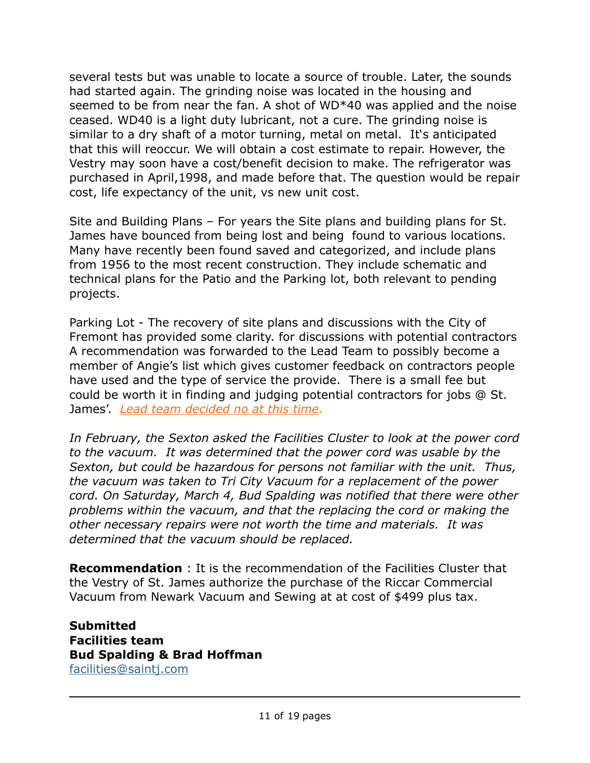several tests but was unable to locate a source of trouble. Later, the sounds had started again. The grinding noise was located in the housing and seemed to be from near the fan. A shot of WD*40 was applied and the noise ceased. WD40 is a light duty lubricant, not a cure. The grinding noise is similar to a dry shaft of a motor turning, metal on metal. It's anticipated that this will reoccur. We will obtain a cost estimate to repair. However, the Vestry may soon have a cost/benefit decision to make. The refrigerator was purchased in April,1998, and made before that. The question would be repair cost, life expectancy of the unit, vs new unit cost.

Site and Building Plans – For years the Site plans and building plans for St. James have bounced from being lost and being found to various locations. Many have recently been found saved and categorized, and include plans from 1956 to the most recent construction. They include schematic and technical plans for the Patio and the Parking lot, both relevant to pending projects.

Parking Lot - The recovery of site plans and discussions with the City of Fremont has provided some clarity. for discussions with potential contractors A recommendation was forwarded to the Lead Team to possibly become a member of Angie's list which gives customer feedback on contractors people have used and the type of service the provide. There is a small fee but could be worth it in finding and judging potential contractors for jobs @ St. James'. *Lead team decided no at this time.*

*In February, the Sexton asked the Facilities Cluster to look at the power cord to the vacuum. It was determined that the power cord was usable by the Sexton, but could be hazardous for persons not familiar with the unit. Thus, the vacuum was taken to Tri City Vacuum for a replacement of the power cord. On Saturday, March 4, Bud Spalding was notified that there were other problems within the vacuum, and that the replacing the cord or making the other necessary repairs were not worth the time and materials. It was determined that the vacuum should be replaced.*

**Recommendation** : It is the recommendation of the Facilities Cluster that the Vestry of St. James authorize the purchase of the Riccar Commercial Vacuum from Newark Vacuum and Sewing at at cost of $499 plus tax.

**Submitted**
**Facilities team**
**Bud Spalding & Brad Hoffman**
facilities@saintj.com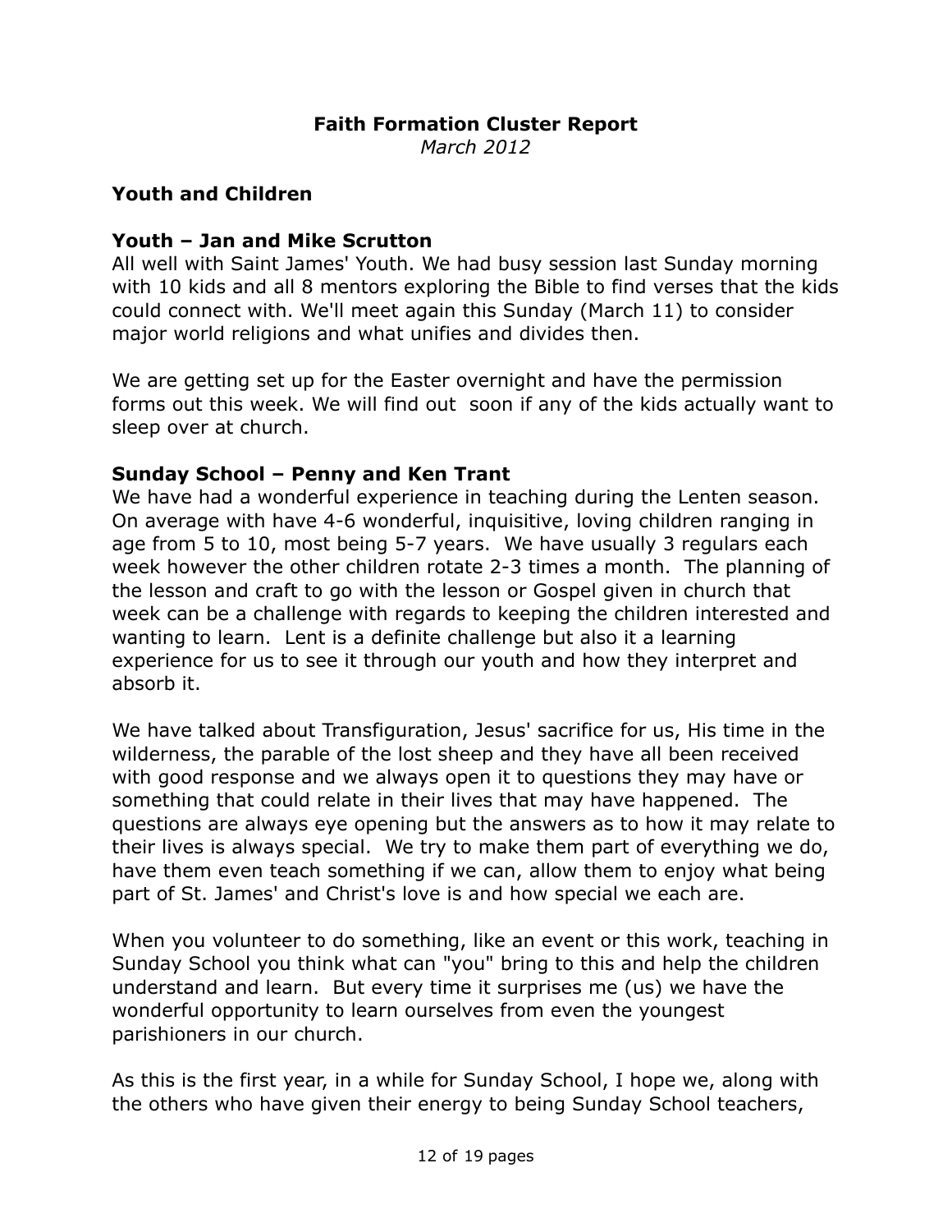**Faith Formation Cluster Report**

*March 2012*

## Youth and Children

### Youth – Jan and Mike Scrutton

All well with Saint James' Youth. We had busy session last Sunday morning with 10 kids and all 8 mentors exploring the Bible to find verses that the kids could connect with. We'll meet again this Sunday (March 11) to consider major world religions and what unifies and divides then.

We are getting set up for the Easter overnight and have the permission forms out this week. We will find out soon if any of the kids actually want to sleep over at church.

### Sunday School – Penny and Ken Trant

We have had a wonderful experience in teaching during the Lenten season. On average with have 4-6 wonderful, inquisitive, loving children ranging in age from 5 to 10, most being 5-7 years. We have usually 3 regulars each week however the other children rotate 2-3 times a month. The planning of the lesson and craft to go with the lesson or Gospel given in church that week can be a challenge with regards to keeping the children interested and wanting to learn. Lent is a definite challenge but also it a learning experience for us to see it through our youth and how they interpret and absorb it.

We have talked about Transfiguration, Jesus' sacrifice for us, His time in the wilderness, the parable of the lost sheep and they have all been received with good response and we always open it to questions they may have or something that could relate in their lives that may have happened. The questions are always eye opening but the answers as to how it may relate to their lives is always special. We try to make them part of everything we do, have them even teach something if we can, allow them to enjoy what being part of St. James' and Christ's love is and how special we each are.

When you volunteer to do something, like an event or this work, teaching in Sunday School you think what can "you" bring to this and help the children understand and learn. But every time it surprises me (us) we have the wonderful opportunity to learn ourselves from even the youngest parishioners in our church.

As this is the first year, in a while for Sunday School, I hope we, along with the others who have given their energy to being Sunday School teachers,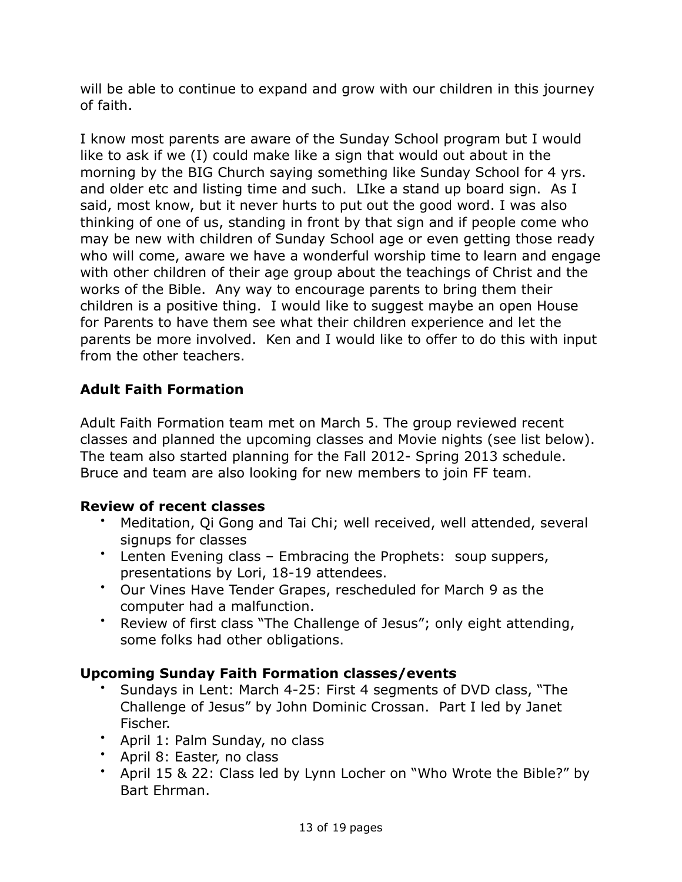will be able to continue to expand and grow with our children in this journey of faith.

I know most parents are aware of the Sunday School program but I would like to ask if we (I) could make like a sign that would out about in the morning by the BIG Church saying something like Sunday School for 4 yrs. and older etc and listing time and such.  LIke a stand up board sign.  As I said, most know, but it never hurts to put out the good word. I was also thinking of one of us, standing in front by that sign and if people come who may be new with children of Sunday School age or even getting those ready who will come, aware we have a wonderful worship time to learn and engage with other children of their age group about the teachings of Christ and the works of the Bible.  Any way to encourage parents to bring them their children is a positive thing.  I would like to suggest maybe an open House for Parents to have them see what their children experience and let the parents be more involved.  Ken and I would like to offer to do this with input from the other teachers.

## Adult Faith Formation

Adult Faith Formation team met on March 5. The group reviewed recent classes and planned the upcoming classes and Movie nights (see list below). The team also started planning for the Fall 2012- Spring 2013 schedule. Bruce and team are also looking for new members to join FF team.

### Review of recent classes

- Meditation, Qi Gong and Tai Chi; well received, well attended, several signups for classes
- Lenten Evening class – Embracing the Prophets:  soup suppers, presentations by Lori, 18-19 attendees.
- Our Vines Have Tender Grapes, rescheduled for March 9 as the computer had a malfunction.
- Review of first class "The Challenge of Jesus"; only eight attending, some folks had other obligations.

### Upcoming Sunday Faith Formation classes/events

- Sundays in Lent: March 4-25: First 4 segments of DVD class, "The Challenge of Jesus" by John Dominic Crossan.  Part I led by Janet Fischer.
- April 1: Palm Sunday, no class
- April 8: Easter, no class
- April 15 & 22: Class led by Lynn Locher on "Who Wrote the Bible?" by Bart Ehrman.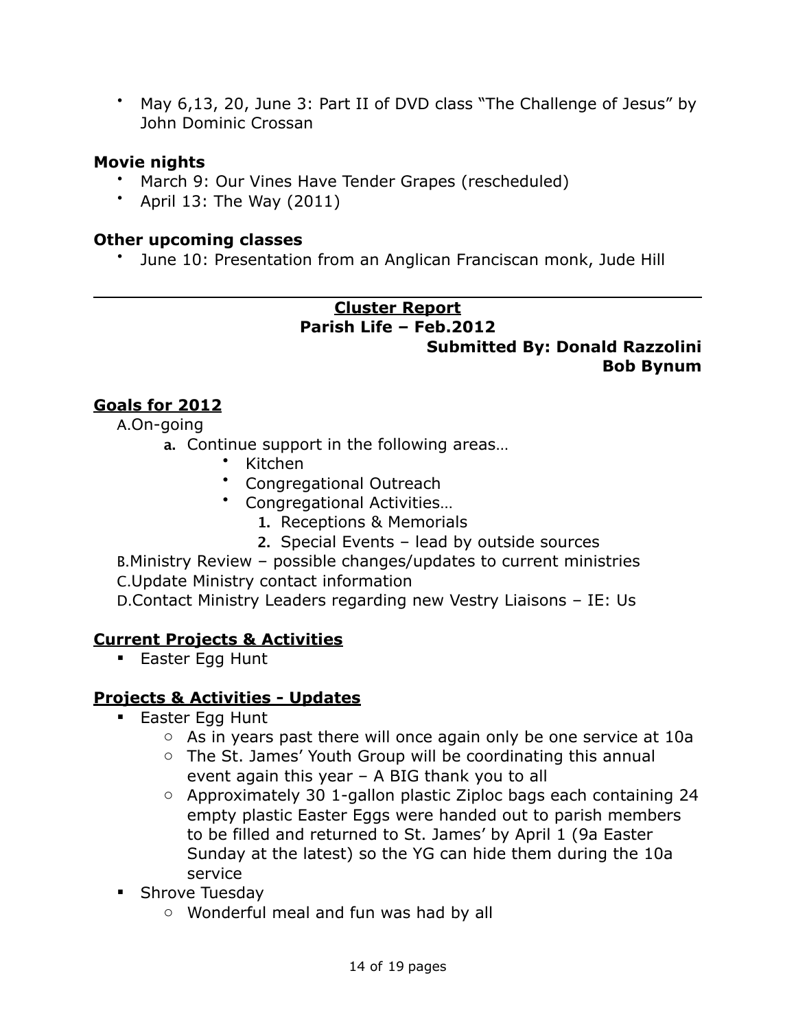- May 6,13, 20, June 3: Part II of DVD class "The Challenge of Jesus" by John Dominic Crossan

**Movie nights**

- March 9: Our Vines Have Tender Grapes (rescheduled)
- April 13: The Way (2011)

**Other upcoming classes**

- June 10: Presentation from an Anglican Franciscan monk, Jude Hill

---

**Cluster Report**

**Parish Life – Feb.2012**

**Submitted By: Donald Razzolini**
**Bob Bynum**

**Goals for 2012**

A. On-going
   a. Continue support in the following areas…
      - Kitchen
      - Congregational Outreach
      - Congregational Activities…
         1. Receptions & Memorials
         2. Special Events – lead by outside sources

B. Ministry Review – possible changes/updates to current ministries

C. Update Ministry contact information

D. Contact Ministry Leaders regarding new Vestry Liaisons – IE: Us

**Current Projects & Activities**

- Easter Egg Hunt

**Projects & Activities - Updates**

- Easter Egg Hunt
   - As in years past there will once again only be one service at 10a
   - The St. James' Youth Group will be coordinating this annual event again this year – A BIG thank you to all
   - Approximately 30 1-gallon plastic Ziploc bags each containing 24 empty plastic Easter Eggs were handed out to parish members to be filled and returned to St. James' by April 1 (9a Easter Sunday at the latest) so the YG can hide them during the 10a service
- Shrove Tuesday
   - Wonderful meal and fun was had by all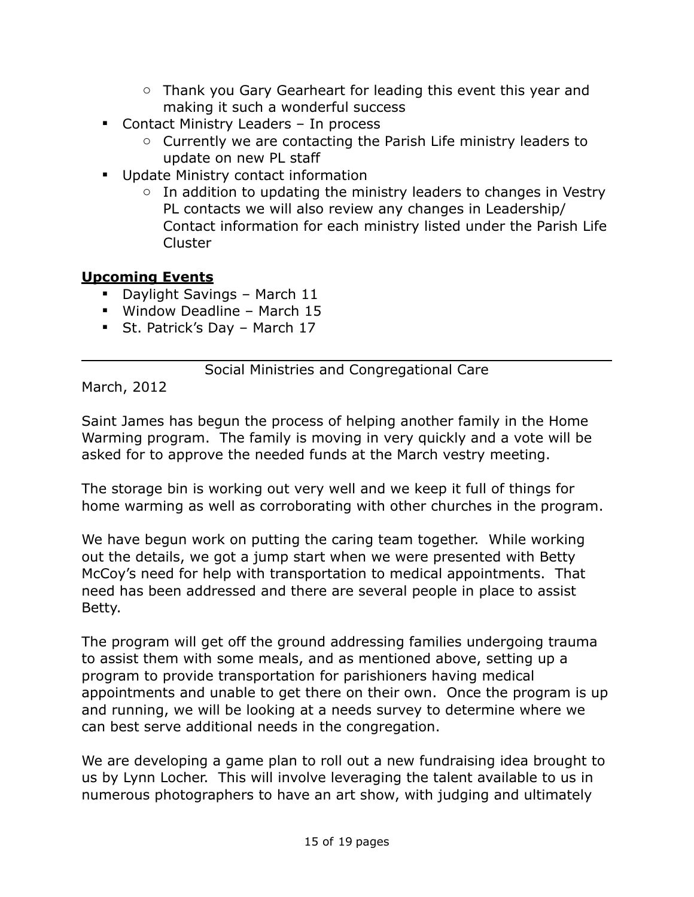- Thank you Gary Gearheart for leading this event this year and making it such a wonderful success
- Contact Ministry Leaders – In process
    - Currently we are contacting the Parish Life ministry leaders to update on new PL staff
- Update Ministry contact information
    - In addition to updating the ministry leaders to changes in Vestry PL contacts we will also review any changes in Leadership/ Contact information for each ministry listed under the Parish Life Cluster

**Upcoming Events**

- Daylight Savings – March 11
- Window Deadline – March 15
- St. Patrick's Day – March 17

---

Social Ministries and Congregational Care

March, 2012

Saint James has begun the process of helping another family in the Home Warming program. The family is moving in very quickly and a vote will be asked for to approve the needed funds at the March vestry meeting.

The storage bin is working out very well and we keep it full of things for home warming as well as corroborating with other churches in the program.

We have begun work on putting the caring team together. While working out the details, we got a jump start when we were presented with Betty McCoy's need for help with transportation to medical appointments. That need has been addressed and there are several people in place to assist Betty.

The program will get off the ground addressing families undergoing trauma to assist them with some meals, and as mentioned above, setting up a program to provide transportation for parishioners having medical appointments and unable to get there on their own. Once the program is up and running, we will be looking at a needs survey to determine where we can best serve additional needs in the congregation.

We are developing a game plan to roll out a new fundraising idea brought to us by Lynn Locher. This will involve leveraging the talent available to us in numerous photographers to have an art show, with judging and ultimately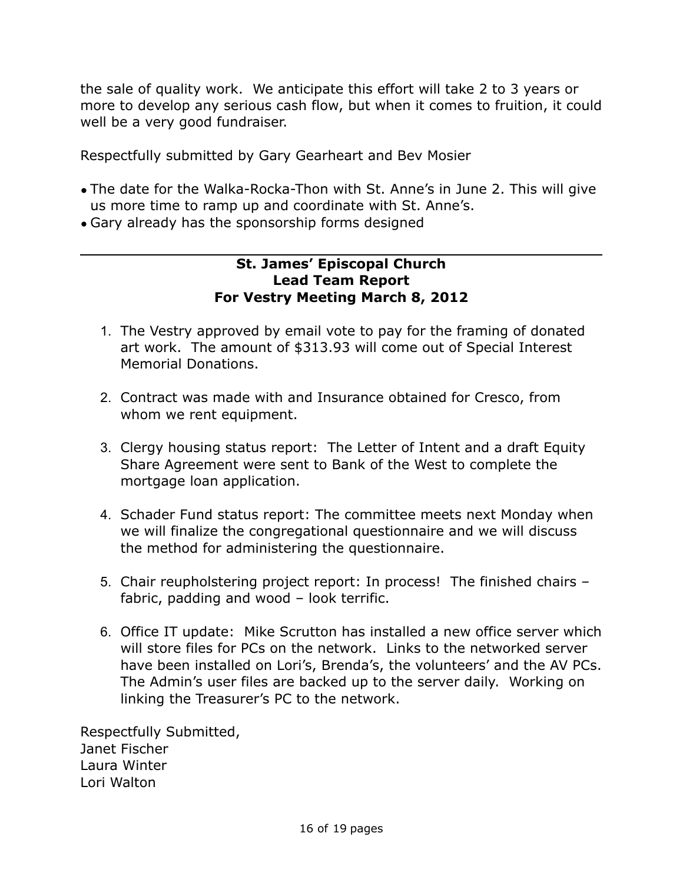the sale of quality work. We anticipate this effort will take 2 to 3 years or more to develop any serious cash flow, but when it comes to fruition, it could well be a very good fundraiser.

Respectfully submitted by Gary Gearheart and Bev Mosier

- The date for the Walka-Rocka-Thon with St. Anne's in June 2. This will give us more time to ramp up and coordinate with St. Anne's.
- Gary already has the sponsorship forms designed

---

**St. James' Episcopal Church**
**Lead Team Report**
**For Vestry Meeting March 8, 2012**

1. The Vestry approved by email vote to pay for the framing of donated art work. The amount of $313.93 will come out of Special Interest Memorial Donations.

2. Contract was made with and Insurance obtained for Cresco, from whom we rent equipment.

3. Clergy housing status report: The Letter of Intent and a draft Equity Share Agreement were sent to Bank of the West to complete the mortgage loan application.

4. Schader Fund status report: The committee meets next Monday when we will finalize the congregational questionnaire and we will discuss the method for administering the questionnaire.

5. Chair reupholstering project report: In process! The finished chairs – fabric, padding and wood – look terrific.

6. Office IT update: Mike Scrutton has installed a new office server which will store files for PCs on the network. Links to the networked server have been installed on Lori's, Brenda's, the volunteers' and the AV PCs. The Admin's user files are backed up to the server daily. Working on linking the Treasurer's PC to the network.

Respectfully Submitted,
Janet Fischer
Laura Winter
Lori Walton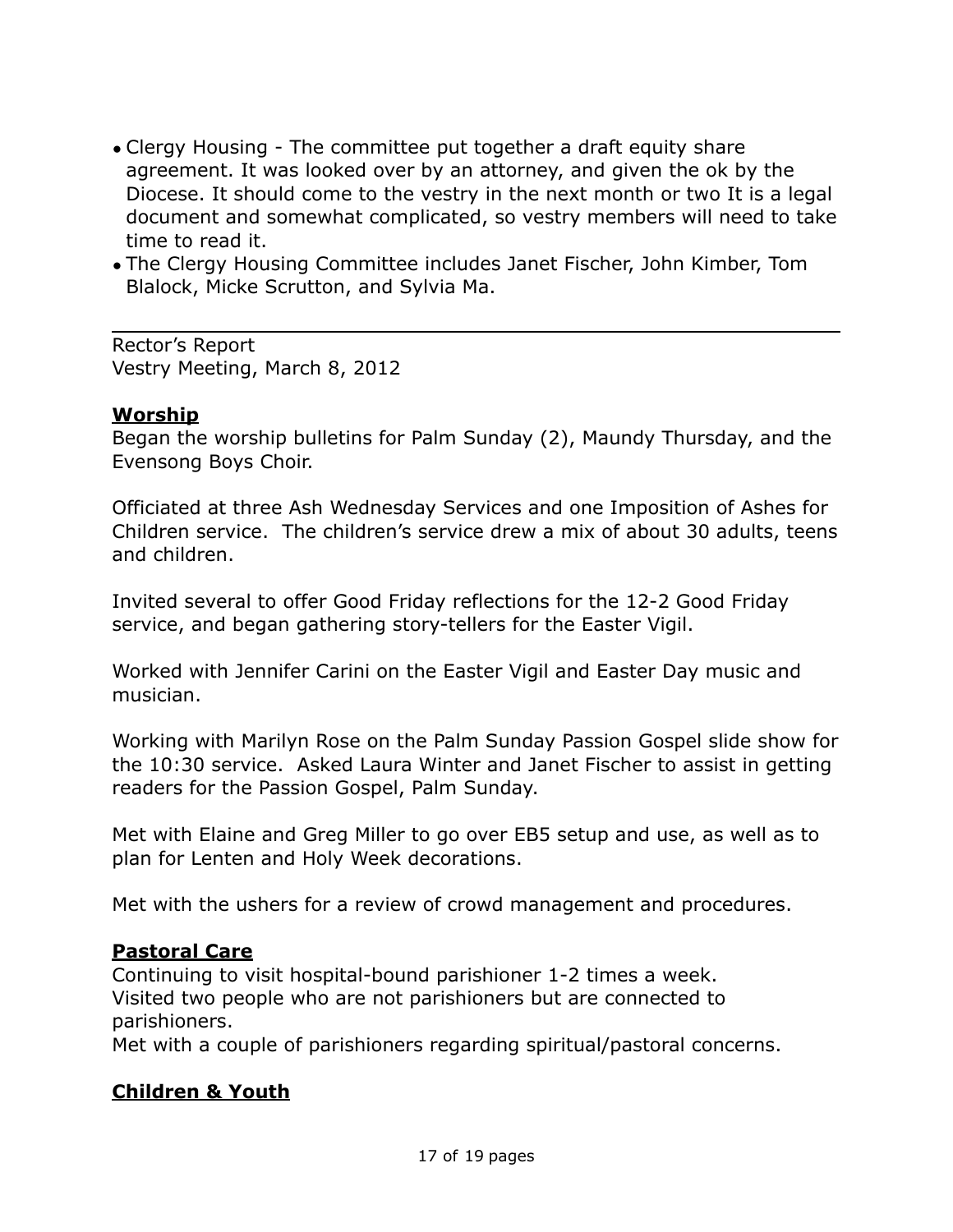- Clergy Housing - The committee put together a draft equity share agreement. It was looked over by an attorney, and given the ok by the Diocese. It should come to the vestry in the next month or two It is a legal document and somewhat complicated, so vestry members will need to take time to read it.
- The Clergy Housing Committee includes Janet Fischer, John Kimber, Tom Blalock, Micke Scrutton, and Sylvia Ma.

---

Rector's Report
Vestry Meeting, March 8, 2012

## **Worship**

Began the worship bulletins for Palm Sunday (2), Maundy Thursday, and the Evensong Boys Choir.

Officiated at three Ash Wednesday Services and one Imposition of Ashes for Children service. The children's service drew a mix of about 30 adults, teens and children.

Invited several to offer Good Friday reflections for the 12-2 Good Friday service, and began gathering story-tellers for the Easter Vigil.

Worked with Jennifer Carini on the Easter Vigil and Easter Day music and musician.

Working with Marilyn Rose on the Palm Sunday Passion Gospel slide show for the 10:30 service. Asked Laura Winter and Janet Fischer to assist in getting readers for the Passion Gospel, Palm Sunday.

Met with Elaine and Greg Miller to go over EB5 setup and use, as well as to plan for Lenten and Holy Week decorations.

Met with the ushers for a review of crowd management and procedures.

## **Pastoral Care**

Continuing to visit hospital-bound parishioner 1-2 times a week.
Visited two people who are not parishioners but are connected to parishioners.
Met with a couple of parishioners regarding spiritual/pastoral concerns.

## **Children & Youth**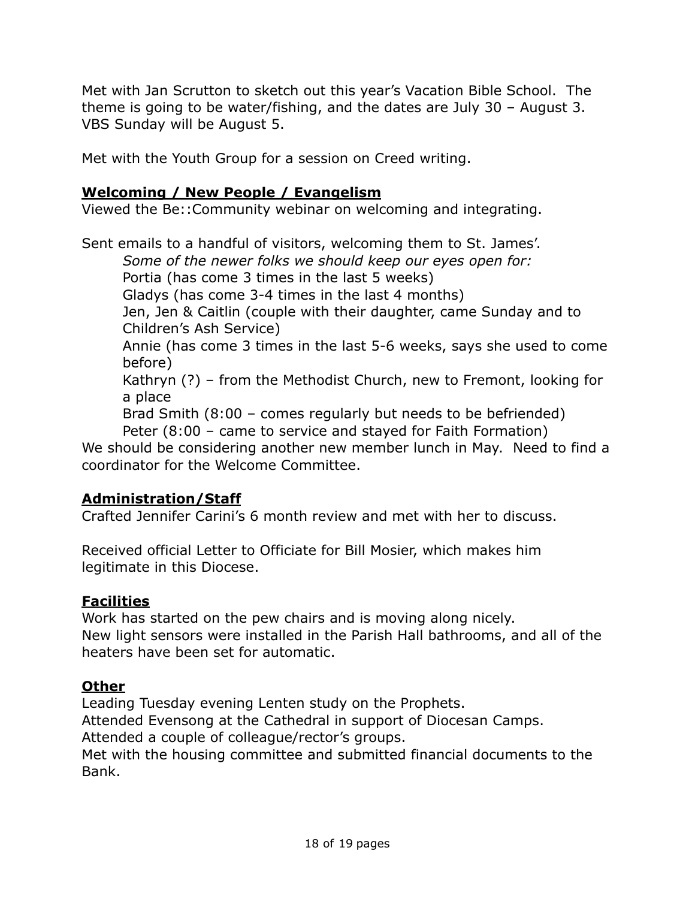Met with Jan Scrutton to sketch out this year's Vacation Bible School. The theme is going to be water/fishing, and the dates are July 30 – August 3. VBS Sunday will be August 5.

Met with the Youth Group for a session on Creed writing.

## Welcoming / New People / Evangelism

Viewed the Be::Community webinar on welcoming and integrating.

Sent emails to a handful of visitors, welcoming them to St. James'.

> *Some of the newer folks we should keep our eyes open for:*
> Portia (has come 3 times in the last 5 weeks)
> Gladys (has come 3-4 times in the last 4 months)
> Jen, Jen & Caitlin (couple with their daughter, came Sunday and to Children's Ash Service)
> Annie (has come 3 times in the last 5-6 weeks, says she used to come before)
> Kathryn (?) – from the Methodist Church, new to Fremont, looking for a place
> Brad Smith (8:00 – comes regularly but needs to be befriended)
> Peter (8:00 – came to service and stayed for Faith Formation)

We should be considering another new member lunch in May. Need to find a coordinator for the Welcome Committee.

## Administration/Staff

Crafted Jennifer Carini's 6 month review and met with her to discuss.

Received official Letter to Officiate for Bill Mosier, which makes him legitimate in this Diocese.

## Facilities

Work has started on the pew chairs and is moving along nicely.
New light sensors were installed in the Parish Hall bathrooms, and all of the heaters have been set for automatic.

## Other

Leading Tuesday evening Lenten study on the Prophets.
Attended Evensong at the Cathedral in support of Diocesan Camps.
Attended a couple of colleague/rector's groups.
Met with the housing committee and submitted financial documents to the Bank.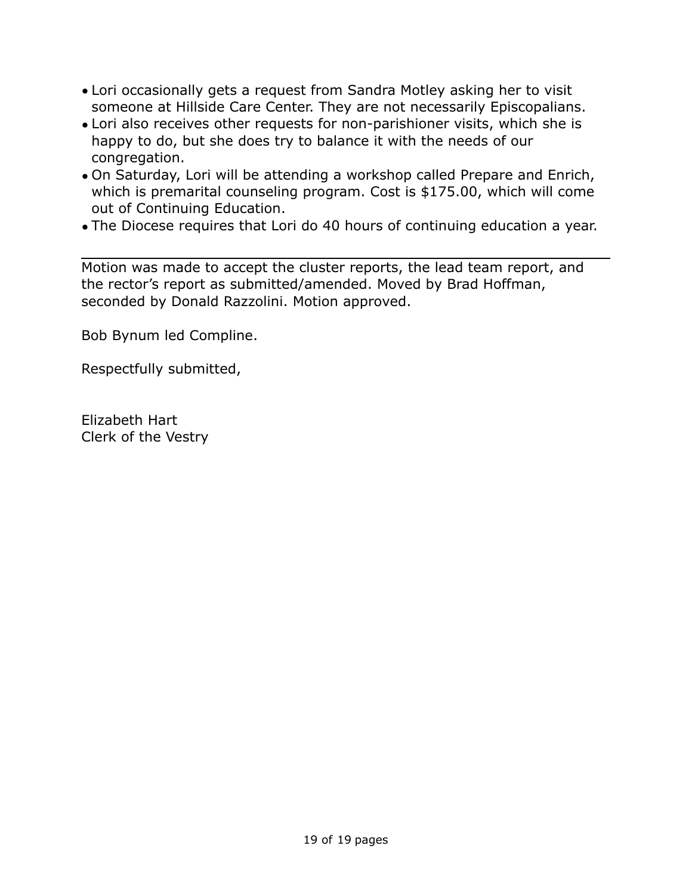- Lori occasionally gets a request from Sandra Motley asking her to visit someone at Hillside Care Center. They are not necessarily Episcopalians.
- Lori also receives other requests for non-parishioner visits, which she is happy to do, but she does try to balance it with the needs of our congregation.
- On Saturday, Lori will be attending a workshop called Prepare and Enrich, which is premarital counseling program. Cost is $175.00, which will come out of Continuing Education.
- The Diocese requires that Lori do 40 hours of continuing education a year.

---

Motion was made to accept the cluster reports, the lead team report, and the rector's report as submitted/amended. Moved by Brad Hoffman, seconded by Donald Razzolini. Motion approved.

Bob Bynum led Compline.

Respectfully submitted,

Elizabeth Hart
Clerk of the Vestry